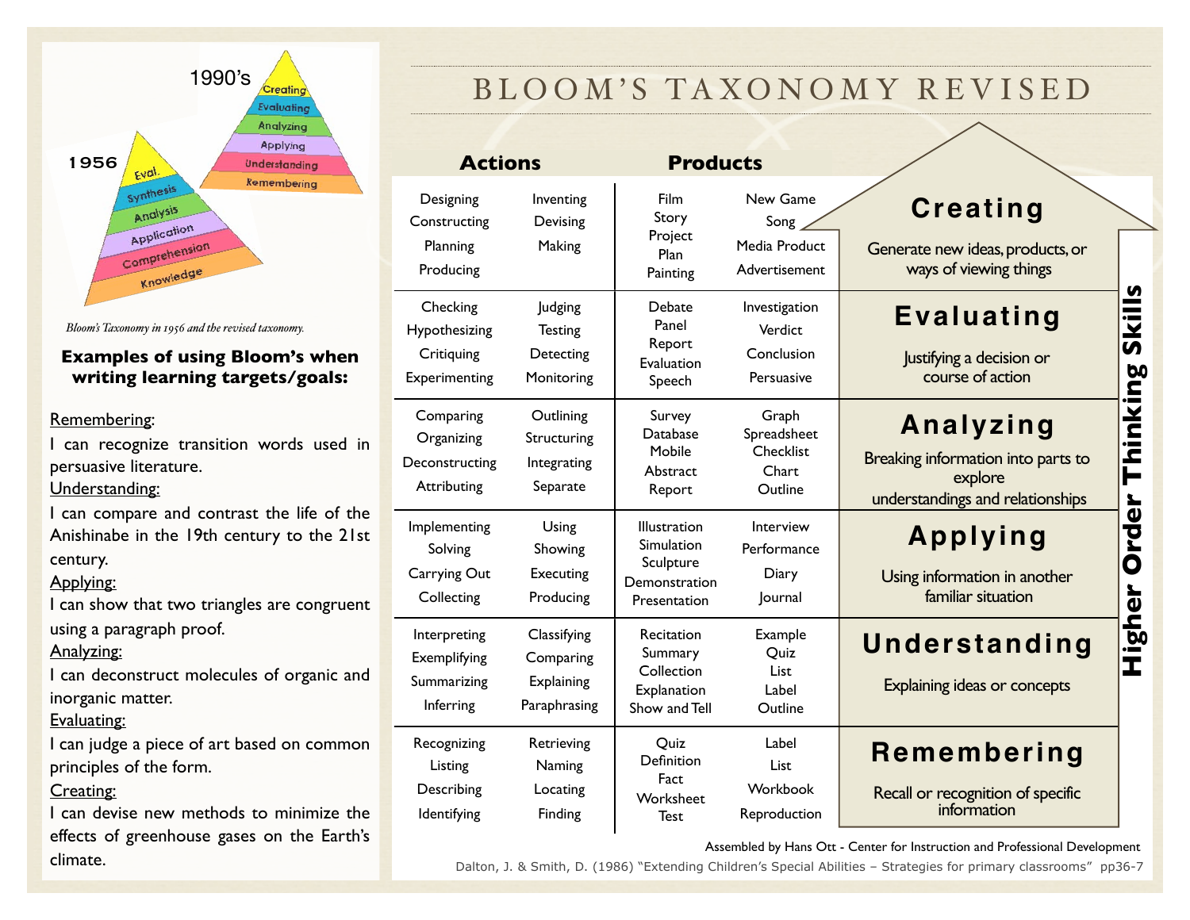# BLOOM'S TAXONOMY REVISED

1956: Eval. / Synthesis / Analysis / Application / Comprehension / Knowledge

1990's: Creating / Evaluating / Analyzing / Applying / Understanding / Remembering

*Bloom's Taxonomy in 1956 and the revised taxonomy.*

**Examples of using Bloom's when writing learning targets/goals:**

Remembering:
I can recognize transition words used in persuasive literature.

Understanding:
I can compare and contrast the life of the Anishinabe in the 19th century to the 21st century.

Applying:
I can show that two triangles are congruent using a paragraph proof.

Analyzing:
I can deconstruct molecules of organic and inorganic matter.

Evaluating:
I can judge a piece of art based on common principles of the form.

Creating:
I can devise new methods to minimize the effects of greenhouse gases on the Earth's climate.

| Actions | | Products | | Higher Order Thinking Skills |
|---|---|---|---|---|
| Designing, Constructing, Planning, Producing | Inventing, Devising, Making | Film, Story, Project, Plan, Painting | New Game, Song, Media Product, Advertisement | **Creating** – Generate new ideas, products, or ways of viewing things |
| Checking, Hypothesizing, Critiquing, Experimenting | Judging, Testing, Detecting, Monitoring | Debate, Panel, Report, Evaluation, Speech | Investigation, Verdict, Conclusion, Persuasive | **Evaluating** – Justifying a decision or course of action |
| Comparing, Organizing, Deconstructing, Attributing | Outlining, Structuring, Integrating, Separate | Survey, Database, Mobile, Abstract, Report | Graph, Spreadsheet, Checklist, Chart, Outline | **Analyzing** – Breaking information into parts to explore understandings and relationships |
| Implementing, Solving, Carrying Out, Collecting | Using, Showing, Executing, Producing | Illustration, Simulation, Sculpture, Demonstration, Presentation | Interview, Performance, Diary, Journal | **Applying** – Using information in another familiar situation |
| Interpreting, Exemplifying, Summarizing, Inferring | Classifying, Comparing, Explaining, Paraphrasing | Recitation, Summary, Collection, Explanation, Show and Tell | Example, Quiz, List, Label, Outline | **Understanding** – Explaining ideas or concepts |
| Recognizing, Listing, Describing, Identifying | Retrieving, Naming, Locating, Finding | Quiz, Definition, Fact, Worksheet, Test | Label, List, Workbook, Reproduction | **Remembering** – Recall or recognition of specific information |

Assembled by Hans Ott - Center for Instruction and Professional Development

Dalton, J. & Smith, D. (1986) "Extending Children's Special Abilities – Strategies for primary classrooms" pp36-7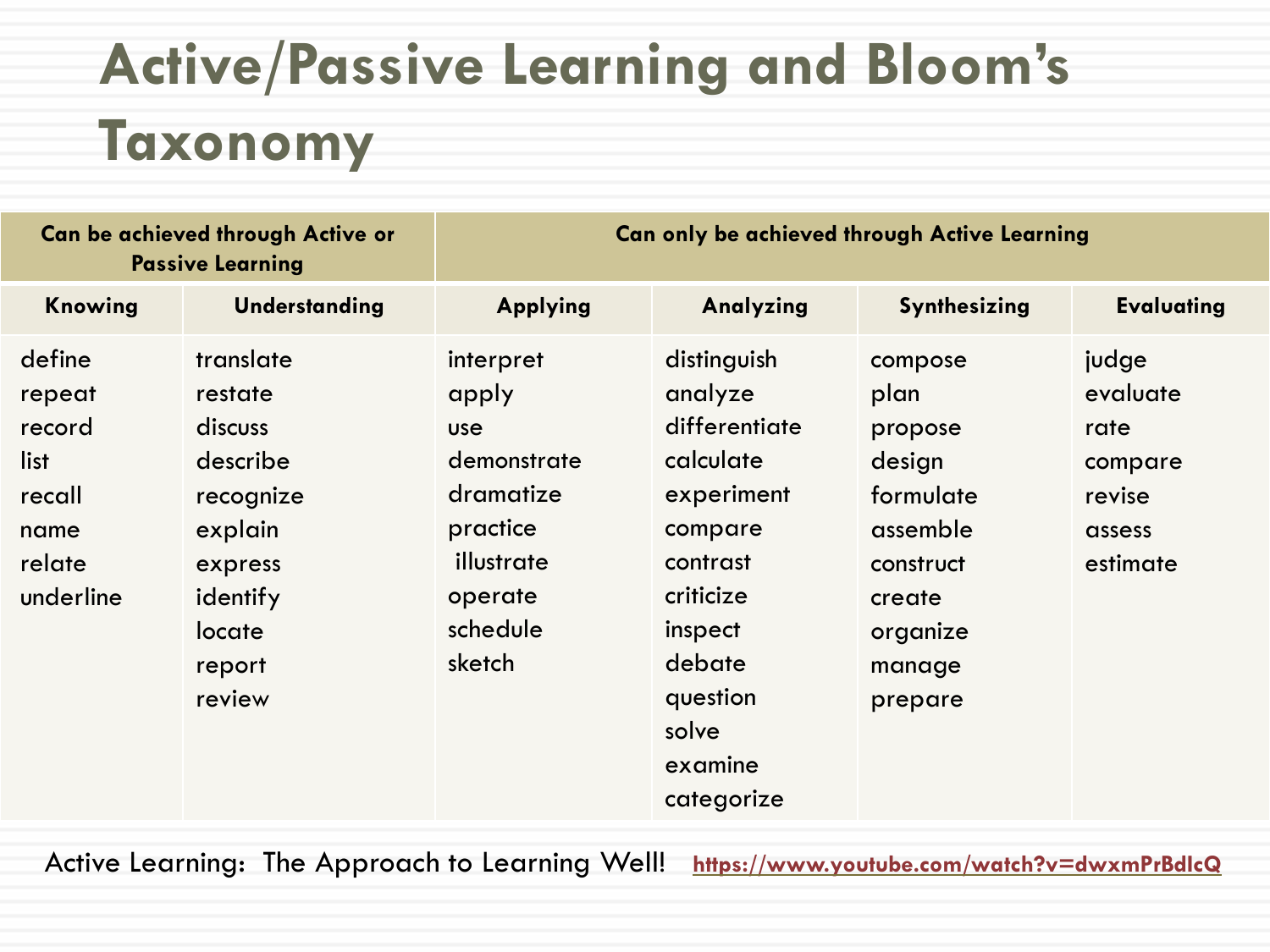# Active/Passive Learning and Bloom's Taxonomy

| Can be achieved through Active or Passive Learning | | Can only be achieved through Active Learning | | | |
|---|---|---|---|---|---|
| **Knowing** | **Understanding** | **Applying** | **Analyzing** | **Synthesizing** | **Evaluating** |
| define | translate | interpret | distinguish | compose | judge |
| repeat | restate | apply | analyze | plan | evaluate |
| record | discuss | use | differentiate | propose | rate |
| list | describe | demonstrate | calculate | design | compare |
| recall | recognize | dramatize | experiment | formulate | revise |
| name | explain | practice | compare | assemble | assess |
| relate | express | illustrate | contrast | construct | estimate |
| underline | identify | operate | criticize | create | |
| | locate | schedule | inspect | organize | |
| | report | sketch | debate | manage | |
| | review | | question | prepare | |
| | | | solve | | |
| | | | examine | | |
| | | | categorize | | |

Active Learning: The Approach to Learning Well! https://www.youtube.com/watch?v=dwxmPrBdIcQ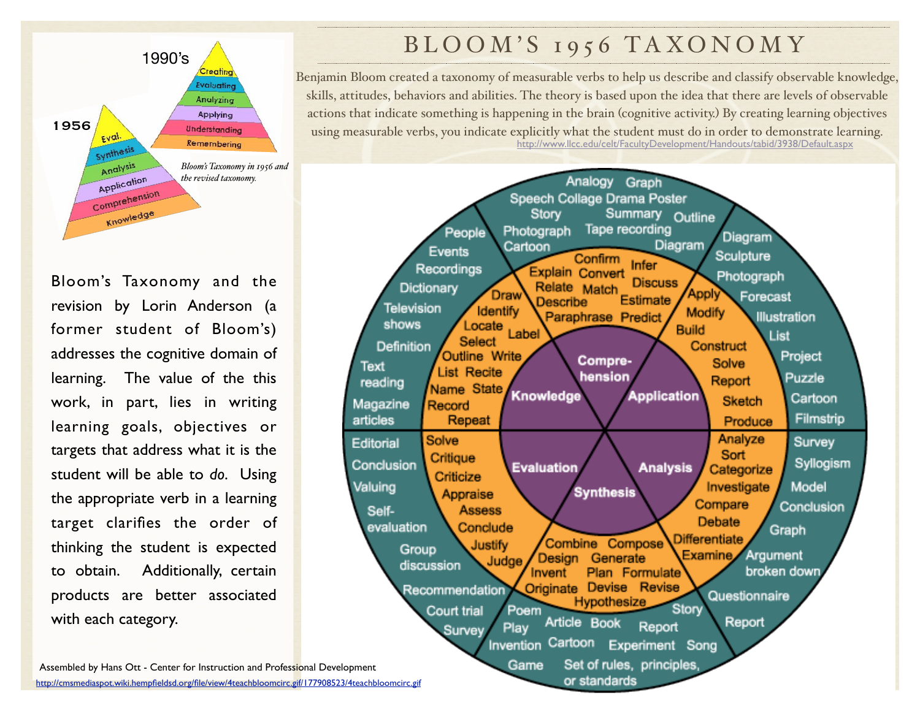# BLOOM'S 1956 TAXONOMY

Benjamin Bloom created a taxonomy of measurable verbs to help us describe and classify observable knowledge, skills, attitudes, behaviors and abilities. The theory is based upon the idea that there are levels of observable actions that indicate something is happening in the brain (cognitive activity.) By creating learning objectives using measurable verbs, you indicate explicitly what the student must do in order to demonstrate learning.
http://www.llcc.edu/celt/FacultyDevelopment/Handouts/tabid/3938/Default.aspx

1990's

Creating
Evaluating
Analyzing
Applying
Understanding
Remembering

1956

Eval.
Synthesis
Analysis
Application
Comprehension
Knowledge

*Bloom's Taxonomy in 1956 and the revised taxonomy.*

Bloom's Taxonomy and the revision by Lorin Anderson (a former student of Bloom's) addresses the cognitive domain of learning. The value of the this work, in part, lies in writing learning goals, objectives or targets that address what it is the student will be able to *do*. Using the appropriate verb in a learning target clarifies the order of thinking the student is expected to obtain. Additionally, certain products are better associated with each category.

Knowledge
Draw Identify Locate Select Label Outline Write List Recite Name State Record Repeat
People Events Recordings Dictionary Television shows Definition Text reading Magazine articles

Compre-hension
Confirm Infer Explain Convert Relate Match Discuss Describe Estimate Paraphrase Predict
Analogy Graph Speech Collage Drama Poster Story Summary Outline Photograph Tape recording Cartoon Diagram

Application
Apply Modify Build Construct Solve Report Sketch Produce
Diagram Sculpture Photograph Forecast Illustration List Project Puzzle Cartoon Filmstrip

Analysis
Analyze Sort Categorize Investigate Compare Debate Differentiate Examine
Survey Syllogism Model Conclusion Graph Argument broken down Questionnaire Report

Synthesis
Combine Compose Design Generate Invent Plan Formulate Originate Devise Revise Hypothesize
Poem Play Invention Article Book Report Story Experiment Song Cartoon Game Set of rules, principles, or standards

Evaluation
Solve Critique Criticize Appraise Assess Conclude Justify Judge
Editorial Conclusion Valuing Self-evaluation Group discussion Recommendation Court trial Survey

Assembled by Hans Ott - Center for Instruction and Professional Development
http://cmsmediaspot.wiki.hempfieldsd.org/file/view/4teachbloomcirc.gif/177908523/4teachbloomcirc.gif